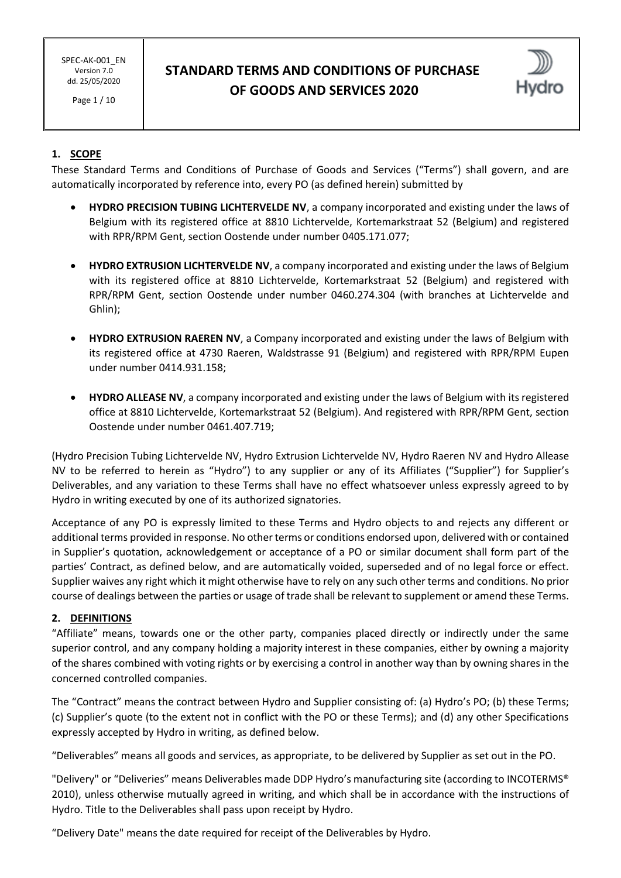# STANDARD TERMS AND CONDITIONS OF PURCHASE OF GOODS AND SERVICES 2020

## 1. SCOPE

These Standard Terms and Conditions of Purchase of Goods and Services ("Terms") shall govern, and are automatically incorporated by reference into, every PO (as defined herein) submitted by

- **HYDRO PRECISION TUBING LICHTERVELDE NV**, a company incorporated and existing under the laws of Belgium with its registered office at 8810 Lichtervelde, Kortemarkstraat 52 (Belgium) and registered with RPR/RPM Gent, section Oostende under number 0405.171.077;
- **HYDRO EXTRUSION LICHTERVELDE NV**, a company incorporated and existing under the laws of Belgium with its registered office at 8810 Lichtervelde, Kortemarkstraat 52 (Belgium) and registered with RPR/RPM Gent, section Oostende under number 0460.274.304 (with branches at Lichtervelde and Ghlin);
- **HYDRO EXTRUSION RAEREN NV**, a Company incorporated and existing under the laws of Belgium with its registered office at 4730 Raeren, Waldstrasse 91 (Belgium) and registered with RPR/RPM Eupen under number 0414.931.158;
- **HYDRO ALLEASE NV**, a company incorporated and existing under the laws of Belgium with its registered office at 8810 Lichtervelde, Kortemarkstraat 52 (Belgium). And registered with RPR/RPM Gent, section Oostende under number 0461.407.719;

(Hydro Precision Tubing Lichtervelde NV, Hydro Extrusion Lichtervelde NV, Hydro Raeren NV and Hydro Allease NV to be referred to herein as "Hydro") to any supplier or any of its Affiliates ("Supplier") for Supplier's Deliverables, and any variation to these Terms shall have no effect whatsoever unless expressly agreed to by Hydro in writing executed by one of its authorized signatories.

Acceptance of any PO is expressly limited to these Terms and Hydro objects to and rejects any different or additional terms provided in response. No other terms or conditions endorsed upon, delivered with or contained in Supplier's quotation, acknowledgement or acceptance of a PO or similar document shall form part of the parties' Contract, as defined below, and are automatically voided, superseded and of no legal force or effect. Supplier waives any right which it might otherwise have to rely on any such other terms and conditions. No prior course of dealings between the parties or usage of trade shall be relevant to supplement or amend these Terms.

## 2. DEFINITIONS

"Affiliate" means, towards one or the other party, companies placed directly or indirectly under the same superior control, and any company holding a majority interest in these companies, either by owning a majority of the shares combined with voting rights or by exercising a control in another way than by owning shares in the concerned controlled companies.

The "Contract" means the contract between Hydro and Supplier consisting of: (a) Hydro's PO; (b) these Terms; (c) Supplier's quote (to the extent not in conflict with the PO or these Terms); and (d) any other Specifications expressly accepted by Hydro in writing, as defined below.

"Deliverables" means all goods and services, as appropriate, to be delivered by Supplier as set out in the PO.

"Delivery" or "Deliveries" means Deliverables made DDP Hydro's manufacturing site (according to INCOTERMS® 2010), unless otherwise mutually agreed in writing, and which shall be in accordance with the instructions of Hydro. Title to the Deliverables shall pass upon receipt by Hydro.

"Delivery Date" means the date required for receipt of the Deliverables by Hydro.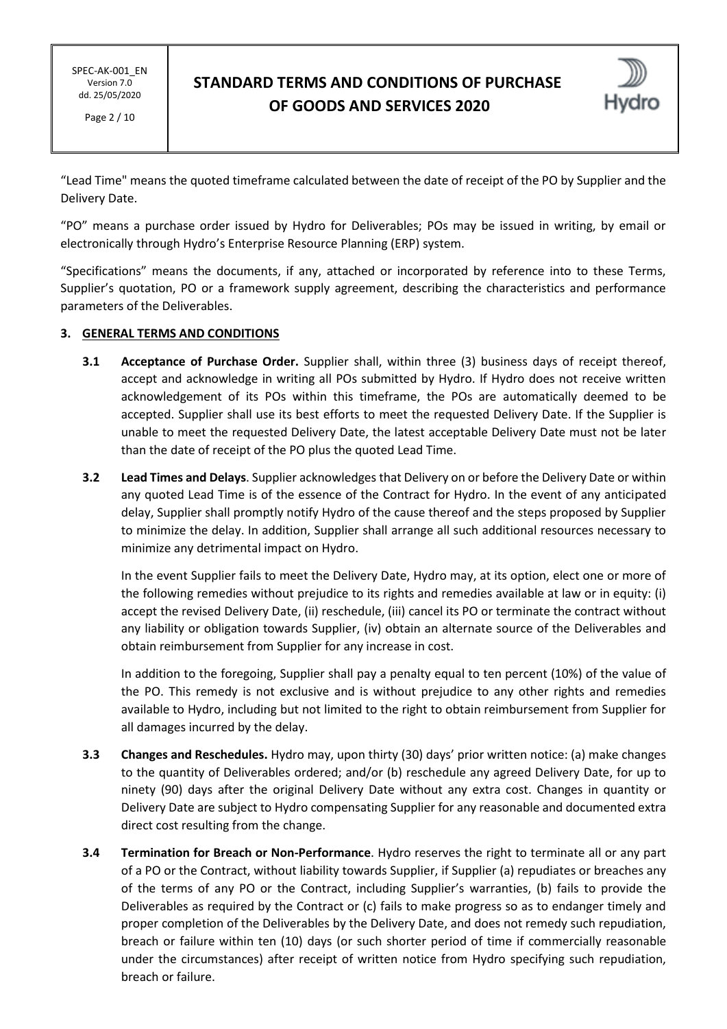"Lead Time" means the quoted timeframe calculated between the date of receipt of the PO by Supplier and the Delivery Date.

"PO" means a purchase order issued by Hydro for Deliverables; POs may be issued in writing, by email or electronically through Hydro's Enterprise Resource Planning (ERP) system.

"Specifications" means the documents, if any, attached or incorporated by reference into to these Terms, Supplier's quotation, PO or a framework supply agreement, describing the characteristics and performance parameters of the Deliverables.

## 3. GENERAL TERMS AND CONDITIONS

**3.1 Acceptance of Purchase Order.** Supplier shall, within three (3) business days of receipt thereof, accept and acknowledge in writing all POs submitted by Hydro. If Hydro does not receive written acknowledgement of its POs within this timeframe, the POs are automatically deemed to be accepted. Supplier shall use its best efforts to meet the requested Delivery Date. If the Supplier is unable to meet the requested Delivery Date, the latest acceptable Delivery Date must not be later than the date of receipt of the PO plus the quoted Lead Time.

**3.2 Lead Times and Delays**. Supplier acknowledges that Delivery on or before the Delivery Date or within any quoted Lead Time is of the essence of the Contract for Hydro. In the event of any anticipated delay, Supplier shall promptly notify Hydro of the cause thereof and the steps proposed by Supplier to minimize the delay. In addition, Supplier shall arrange all such additional resources necessary to minimize any detrimental impact on Hydro.

In the event Supplier fails to meet the Delivery Date, Hydro may, at its option, elect one or more of the following remedies without prejudice to its rights and remedies available at law or in equity: (i) accept the revised Delivery Date, (ii) reschedule, (iii) cancel its PO or terminate the contract without any liability or obligation towards Supplier, (iv) obtain an alternate source of the Deliverables and obtain reimbursement from Supplier for any increase in cost.

In addition to the foregoing, Supplier shall pay a penalty equal to ten percent (10%) of the value of the PO. This remedy is not exclusive and is without prejudice to any other rights and remedies available to Hydro, including but not limited to the right to obtain reimbursement from Supplier for all damages incurred by the delay.

**3.3 Changes and Reschedules.** Hydro may, upon thirty (30) days' prior written notice: (a) make changes to the quantity of Deliverables ordered; and/or (b) reschedule any agreed Delivery Date, for up to ninety (90) days after the original Delivery Date without any extra cost. Changes in quantity or Delivery Date are subject to Hydro compensating Supplier for any reasonable and documented extra direct cost resulting from the change.

**3.4 Termination for Breach or Non-Performance**. Hydro reserves the right to terminate all or any part of a PO or the Contract, without liability towards Supplier, if Supplier (a) repudiates or breaches any of the terms of any PO or the Contract, including Supplier's warranties, (b) fails to provide the Deliverables as required by the Contract or (c) fails to make progress so as to endanger timely and proper completion of the Deliverables by the Delivery Date, and does not remedy such repudiation, breach or failure within ten (10) days (or such shorter period of time if commercially reasonable under the circumstances) after receipt of written notice from Hydro specifying such repudiation, breach or failure.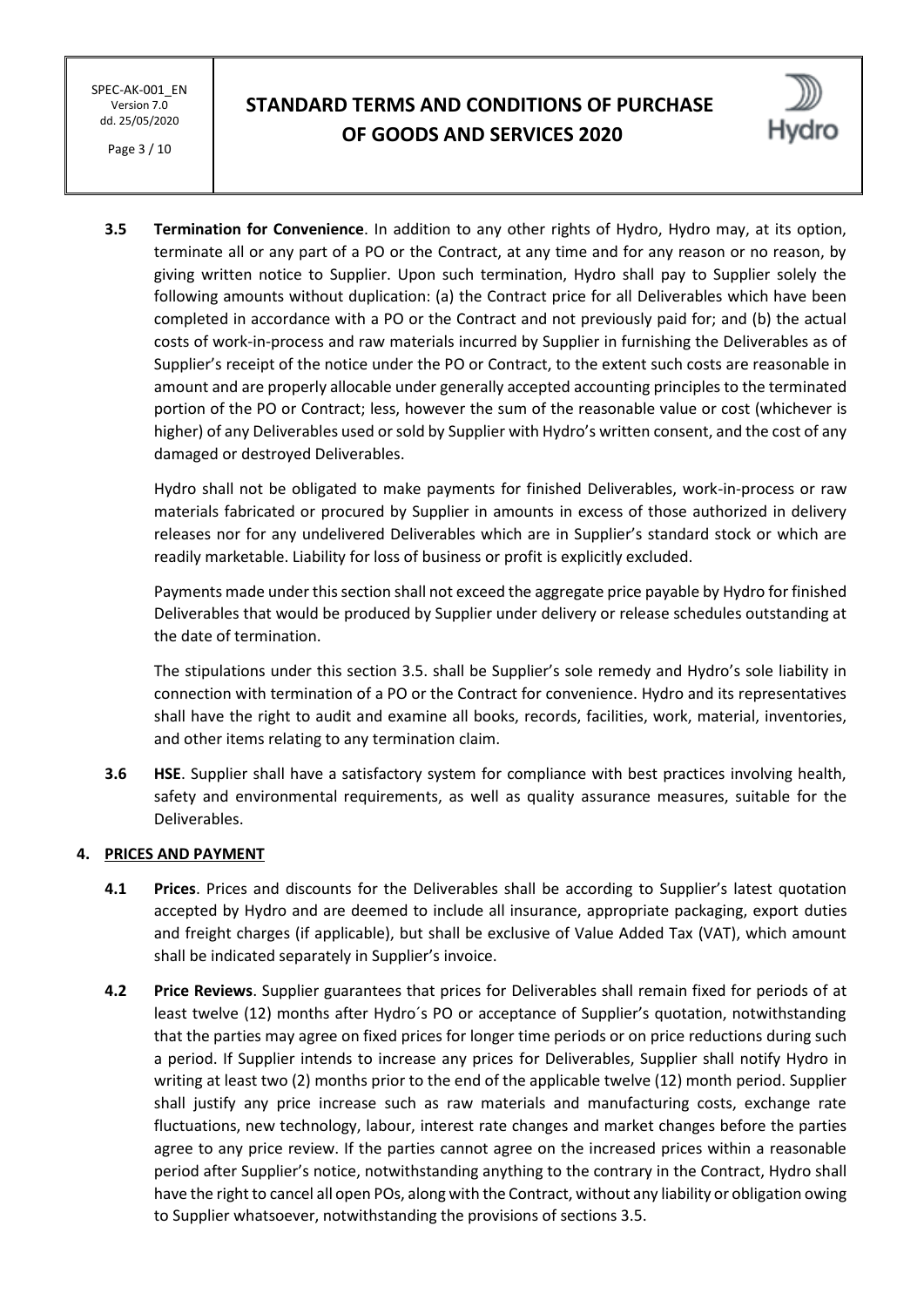**3.5 Termination for Convenience**. In addition to any other rights of Hydro, Hydro may, at its option, terminate all or any part of a PO or the Contract, at any time and for any reason or no reason, by giving written notice to Supplier. Upon such termination, Hydro shall pay to Supplier solely the following amounts without duplication: (a) the Contract price for all Deliverables which have been completed in accordance with a PO or the Contract and not previously paid for; and (b) the actual costs of work-in-process and raw materials incurred by Supplier in furnishing the Deliverables as of Supplier's receipt of the notice under the PO or Contract, to the extent such costs are reasonable in amount and are properly allocable under generally accepted accounting principles to the terminated portion of the PO or Contract; less, however the sum of the reasonable value or cost (whichever is higher) of any Deliverables used or sold by Supplier with Hydro's written consent, and the cost of any damaged or destroyed Deliverables.

Hydro shall not be obligated to make payments for finished Deliverables, work-in-process or raw materials fabricated or procured by Supplier in amounts in excess of those authorized in delivery releases nor for any undelivered Deliverables which are in Supplier's standard stock or which are readily marketable. Liability for loss of business or profit is explicitly excluded.

Payments made under this section shall not exceed the aggregate price payable by Hydro for finished Deliverables that would be produced by Supplier under delivery or release schedules outstanding at the date of termination.

The stipulations under this section 3.5. shall be Supplier's sole remedy and Hydro's sole liability in connection with termination of a PO or the Contract for convenience. Hydro and its representatives shall have the right to audit and examine all books, records, facilities, work, material, inventories, and other items relating to any termination claim.

**3.6 HSE**. Supplier shall have a satisfactory system for compliance with best practices involving health, safety and environmental requirements, as well as quality assurance measures, suitable for the Deliverables.

## 4. PRICES AND PAYMENT

**4.1 Prices**. Prices and discounts for the Deliverables shall be according to Supplier's latest quotation accepted by Hydro and are deemed to include all insurance, appropriate packaging, export duties and freight charges (if applicable), but shall be exclusive of Value Added Tax (VAT), which amount shall be indicated separately in Supplier's invoice.

**4.2 Price Reviews**. Supplier guarantees that prices for Deliverables shall remain fixed for periods of at least twelve (12) months after Hydro´s PO or acceptance of Supplier's quotation, notwithstanding that the parties may agree on fixed prices for longer time periods or on price reductions during such a period. If Supplier intends to increase any prices for Deliverables, Supplier shall notify Hydro in writing at least two (2) months prior to the end of the applicable twelve (12) month period. Supplier shall justify any price increase such as raw materials and manufacturing costs, exchange rate fluctuations, new technology, labour, interest rate changes and market changes before the parties agree to any price review. If the parties cannot agree on the increased prices within a reasonable period after Supplier's notice, notwithstanding anything to the contrary in the Contract, Hydro shall have the right to cancel all open POs, along with the Contract, without any liability or obligation owing to Supplier whatsoever, notwithstanding the provisions of sections 3.5.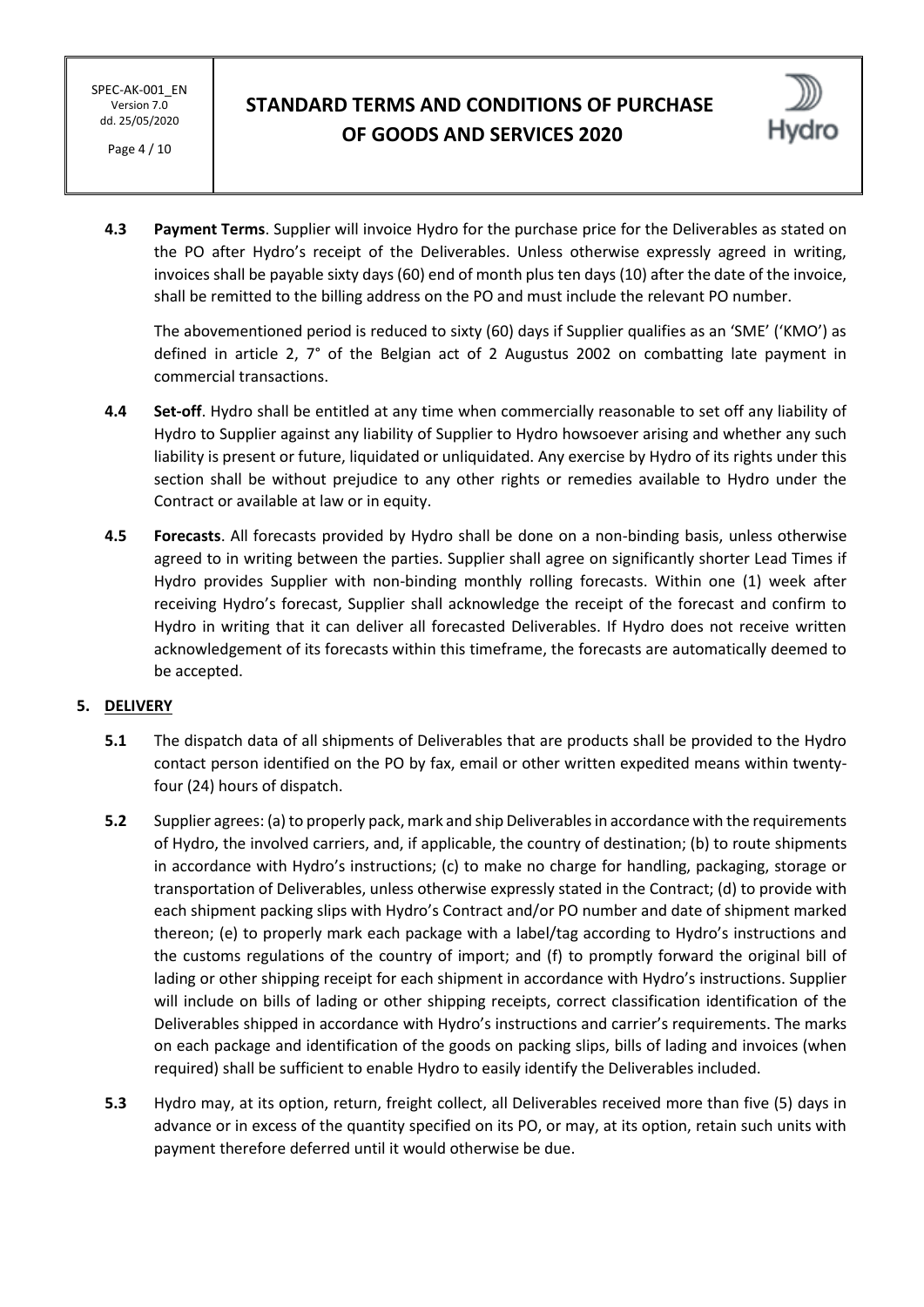**4.3 Payment Terms**. Supplier will invoice Hydro for the purchase price for the Deliverables as stated on the PO after Hydro's receipt of the Deliverables. Unless otherwise expressly agreed in writing, invoices shall be payable sixty days (60) end of month plus ten days (10) after the date of the invoice, shall be remitted to the billing address on the PO and must include the relevant PO number.

The abovementioned period is reduced to sixty (60) days if Supplier qualifies as an 'SME' ('KMO') as defined in article 2, 7° of the Belgian act of 2 Augustus 2002 on combatting late payment in commercial transactions.

**4.4 Set-off**. Hydro shall be entitled at any time when commercially reasonable to set off any liability of Hydro to Supplier against any liability of Supplier to Hydro howsoever arising and whether any such liability is present or future, liquidated or unliquidated. Any exercise by Hydro of its rights under this section shall be without prejudice to any other rights or remedies available to Hydro under the Contract or available at law or in equity.

**4.5 Forecasts**. All forecasts provided by Hydro shall be done on a non-binding basis, unless otherwise agreed to in writing between the parties. Supplier shall agree on significantly shorter Lead Times if Hydro provides Supplier with non-binding monthly rolling forecasts. Within one (1) week after receiving Hydro's forecast, Supplier shall acknowledge the receipt of the forecast and confirm to Hydro in writing that it can deliver all forecasted Deliverables. If Hydro does not receive written acknowledgement of its forecasts within this timeframe, the forecasts are automatically deemed to be accepted.

## 5. DELIVERY

**5.1** The dispatch data of all shipments of Deliverables that are products shall be provided to the Hydro contact person identified on the PO by fax, email or other written expedited means within twenty-four (24) hours of dispatch.

**5.2** Supplier agrees: (a) to properly pack, mark and ship Deliverables in accordance with the requirements of Hydro, the involved carriers, and, if applicable, the country of destination; (b) to route shipments in accordance with Hydro's instructions; (c) to make no charge for handling, packaging, storage or transportation of Deliverables, unless otherwise expressly stated in the Contract; (d) to provide with each shipment packing slips with Hydro's Contract and/or PO number and date of shipment marked thereon; (e) to properly mark each package with a label/tag according to Hydro's instructions and the customs regulations of the country of import; and (f) to promptly forward the original bill of lading or other shipping receipt for each shipment in accordance with Hydro's instructions. Supplier will include on bills of lading or other shipping receipts, correct classification identification of the Deliverables shipped in accordance with Hydro's instructions and carrier's requirements. The marks on each package and identification of the goods on packing slips, bills of lading and invoices (when required) shall be sufficient to enable Hydro to easily identify the Deliverables included.

**5.3** Hydro may, at its option, return, freight collect, all Deliverables received more than five (5) days in advance or in excess of the quantity specified on its PO, or may, at its option, retain such units with payment therefore deferred until it would otherwise be due.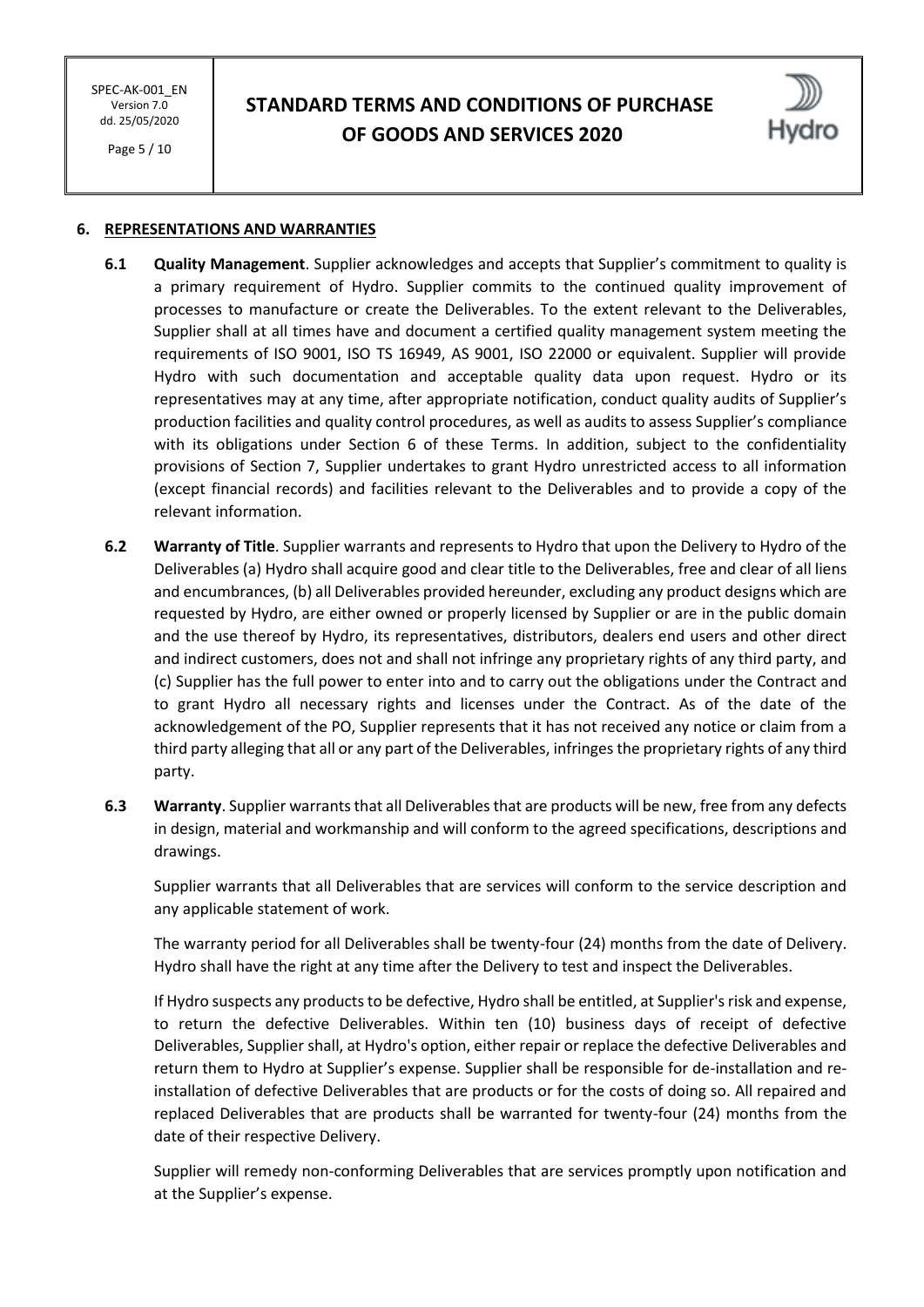## 6. REPRESENTATIONS AND WARRANTIES

**6.1 Quality Management**. Supplier acknowledges and accepts that Supplier's commitment to quality is a primary requirement of Hydro. Supplier commits to the continued quality improvement of processes to manufacture or create the Deliverables. To the extent relevant to the Deliverables, Supplier shall at all times have and document a certified quality management system meeting the requirements of ISO 9001, ISO TS 16949, AS 9001, ISO 22000 or equivalent. Supplier will provide Hydro with such documentation and acceptable quality data upon request. Hydro or its representatives may at any time, after appropriate notification, conduct quality audits of Supplier's production facilities and quality control procedures, as well as audits to assess Supplier's compliance with its obligations under Section 6 of these Terms. In addition, subject to the confidentiality provisions of Section 7, Supplier undertakes to grant Hydro unrestricted access to all information (except financial records) and facilities relevant to the Deliverables and to provide a copy of the relevant information.

**6.2 Warranty of Title**. Supplier warrants and represents to Hydro that upon the Delivery to Hydro of the Deliverables (a) Hydro shall acquire good and clear title to the Deliverables, free and clear of all liens and encumbrances, (b) all Deliverables provided hereunder, excluding any product designs which are requested by Hydro, are either owned or properly licensed by Supplier or are in the public domain and the use thereof by Hydro, its representatives, distributors, dealers end users and other direct and indirect customers, does not and shall not infringe any proprietary rights of any third party, and (c) Supplier has the full power to enter into and to carry out the obligations under the Contract and to grant Hydro all necessary rights and licenses under the Contract. As of the date of the acknowledgement of the PO, Supplier represents that it has not received any notice or claim from a third party alleging that all or any part of the Deliverables, infringes the proprietary rights of any third party.

**6.3 Warranty**. Supplier warrants that all Deliverables that are products will be new, free from any defects in design, material and workmanship and will conform to the agreed specifications, descriptions and drawings.

Supplier warrants that all Deliverables that are services will conform to the service description and any applicable statement of work.

The warranty period for all Deliverables shall be twenty-four (24) months from the date of Delivery. Hydro shall have the right at any time after the Delivery to test and inspect the Deliverables.

If Hydro suspects any products to be defective, Hydro shall be entitled, at Supplier's risk and expense, to return the defective Deliverables. Within ten (10) business days of receipt of defective Deliverables, Supplier shall, at Hydro's option, either repair or replace the defective Deliverables and return them to Hydro at Supplier's expense. Supplier shall be responsible for de-installation and re-installation of defective Deliverables that are products or for the costs of doing so. All repaired and replaced Deliverables that are products shall be warranted for twenty-four (24) months from the date of their respective Delivery.

Supplier will remedy non-conforming Deliverables that are services promptly upon notification and at the Supplier's expense.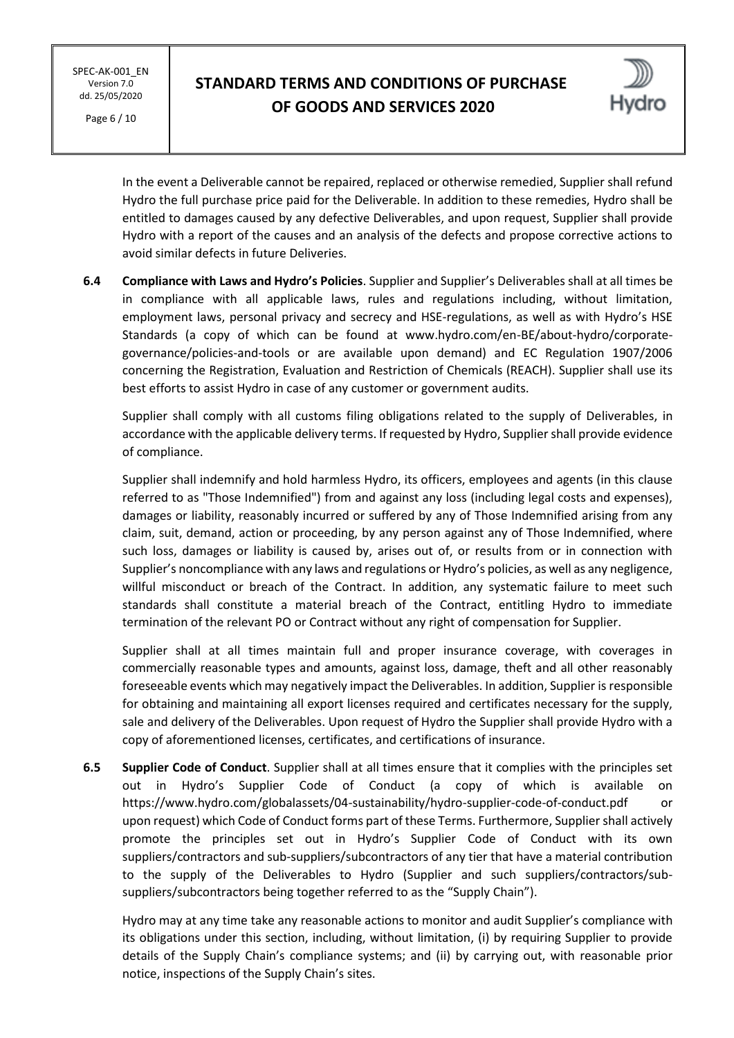In the event a Deliverable cannot be repaired, replaced or otherwise remedied, Supplier shall refund Hydro the full purchase price paid for the Deliverable. In addition to these remedies, Hydro shall be entitled to damages caused by any defective Deliverables, and upon request, Supplier shall provide Hydro with a report of the causes and an analysis of the defects and propose corrective actions to avoid similar defects in future Deliveries.

**6.4 Compliance with Laws and Hydro's Policies**. Supplier and Supplier's Deliverables shall at all times be in compliance with all applicable laws, rules and regulations including, without limitation, employment laws, personal privacy and secrecy and HSE-regulations, as well as with Hydro's HSE Standards (a copy of which can be found at www.hydro.com/en-BE/about-hydro/corporate-governance/policies-and-tools or are available upon demand) and EC Regulation 1907/2006 concerning the Registration, Evaluation and Restriction of Chemicals (REACH). Supplier shall use its best efforts to assist Hydro in case of any customer or government audits.

Supplier shall comply with all customs filing obligations related to the supply of Deliverables, in accordance with the applicable delivery terms. If requested by Hydro, Supplier shall provide evidence of compliance.

Supplier shall indemnify and hold harmless Hydro, its officers, employees and agents (in this clause referred to as "Those Indemnified") from and against any loss (including legal costs and expenses), damages or liability, reasonably incurred or suffered by any of Those Indemnified arising from any claim, suit, demand, action or proceeding, by any person against any of Those Indemnified, where such loss, damages or liability is caused by, arises out of, or results from or in connection with Supplier's noncompliance with any laws and regulations or Hydro's policies, as well as any negligence, willful misconduct or breach of the Contract. In addition, any systematic failure to meet such standards shall constitute a material breach of the Contract, entitling Hydro to immediate termination of the relevant PO or Contract without any right of compensation for Supplier.

Supplier shall at all times maintain full and proper insurance coverage, with coverages in commercially reasonable types and amounts, against loss, damage, theft and all other reasonably foreseeable events which may negatively impact the Deliverables. In addition, Supplier is responsible for obtaining and maintaining all export licenses required and certificates necessary for the supply, sale and delivery of the Deliverables. Upon request of Hydro the Supplier shall provide Hydro with a copy of aforementioned licenses, certificates, and certifications of insurance.

**6.5 Supplier Code of Conduct**. Supplier shall at all times ensure that it complies with the principles set out in Hydro's Supplier Code of Conduct (a copy of which is available on https://www.hydro.com/globalassets/04-sustainability/hydro-supplier-code-of-conduct.pdf or upon request) which Code of Conduct forms part of these Terms. Furthermore, Supplier shall actively promote the principles set out in Hydro's Supplier Code of Conduct with its own suppliers/contractors and sub-suppliers/subcontractors of any tier that have a material contribution to the supply of the Deliverables to Hydro (Supplier and such suppliers/contractors/sub-suppliers/subcontractors being together referred to as the "Supply Chain").

Hydro may at any time take any reasonable actions to monitor and audit Supplier's compliance with its obligations under this section, including, without limitation, (i) by requiring Supplier to provide details of the Supply Chain's compliance systems; and (ii) by carrying out, with reasonable prior notice, inspections of the Supply Chain's sites.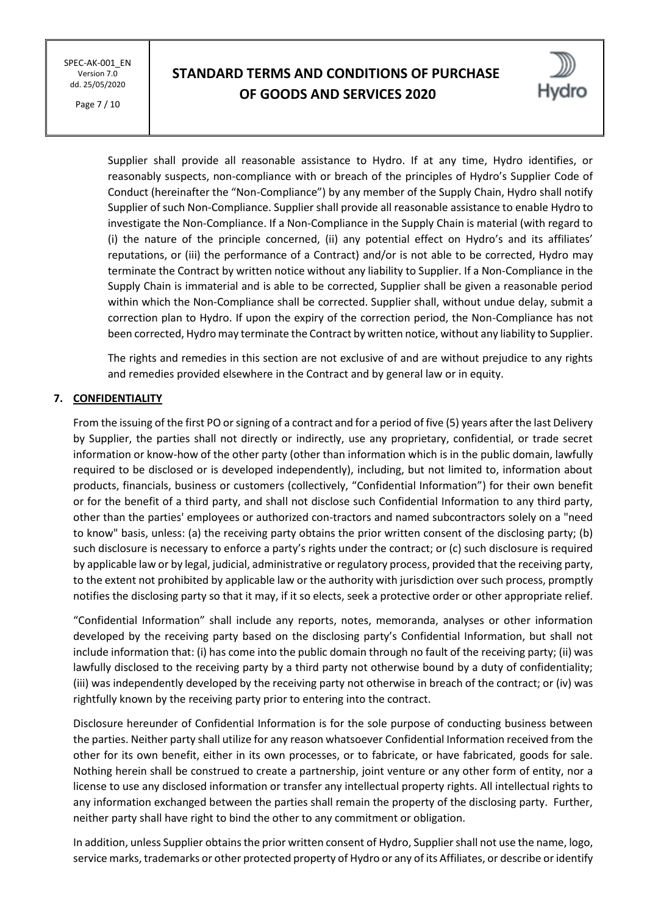Supplier shall provide all reasonable assistance to Hydro. If at any time, Hydro identifies, or reasonably suspects, non-compliance with or breach of the principles of Hydro's Supplier Code of Conduct (hereinafter the "Non-Compliance") by any member of the Supply Chain, Hydro shall notify Supplier of such Non-Compliance. Supplier shall provide all reasonable assistance to enable Hydro to investigate the Non-Compliance. If a Non-Compliance in the Supply Chain is material (with regard to (i) the nature of the principle concerned, (ii) any potential effect on Hydro's and its affiliates' reputations, or (iii) the performance of a Contract) and/or is not able to be corrected, Hydro may terminate the Contract by written notice without any liability to Supplier. If a Non-Compliance in the Supply Chain is immaterial and is able to be corrected, Supplier shall be given a reasonable period within which the Non-Compliance shall be corrected. Supplier shall, without undue delay, submit a correction plan to Hydro. If upon the expiry of the correction period, the Non-Compliance has not been corrected, Hydro may terminate the Contract by written notice, without any liability to Supplier.

The rights and remedies in this section are not exclusive of and are without prejudice to any rights and remedies provided elsewhere in the Contract and by general law or in equity.

## 7. CONFIDENTIALITY

From the issuing of the first PO or signing of a contract and for a period of five (5) years after the last Delivery by Supplier, the parties shall not directly or indirectly, use any proprietary, confidential, or trade secret information or know-how of the other party (other than information which is in the public domain, lawfully required to be disclosed or is developed independently), including, but not limited to, information about products, financials, business or customers (collectively, "Confidential Information") for their own benefit or for the benefit of a third party, and shall not disclose such Confidential Information to any third party, other than the parties' employees or authorized con-tractors and named subcontractors solely on a "need to know" basis, unless: (a) the receiving party obtains the prior written consent of the disclosing party; (b) such disclosure is necessary to enforce a party's rights under the contract; or (c) such disclosure is required by applicable law or by legal, judicial, administrative or regulatory process, provided that the receiving party, to the extent not prohibited by applicable law or the authority with jurisdiction over such process, promptly notifies the disclosing party so that it may, if it so elects, seek a protective order or other appropriate relief.

"Confidential Information" shall include any reports, notes, memoranda, analyses or other information developed by the receiving party based on the disclosing party's Confidential Information, but shall not include information that: (i) has come into the public domain through no fault of the receiving party; (ii) was lawfully disclosed to the receiving party by a third party not otherwise bound by a duty of confidentiality; (iii) was independently developed by the receiving party not otherwise in breach of the contract; or (iv) was rightfully known by the receiving party prior to entering into the contract.

Disclosure hereunder of Confidential Information is for the sole purpose of conducting business between the parties. Neither party shall utilize for any reason whatsoever Confidential Information received from the other for its own benefit, either in its own processes, or to fabricate, or have fabricated, goods for sale. Nothing herein shall be construed to create a partnership, joint venture or any other form of entity, nor a license to use any disclosed information or transfer any intellectual property rights. All intellectual rights to any information exchanged between the parties shall remain the property of the disclosing party. Further, neither party shall have right to bind the other to any commitment or obligation.

In addition, unless Supplier obtains the prior written consent of Hydro, Supplier shall not use the name, logo, service marks, trademarks or other protected property of Hydro or any of its Affiliates, or describe or identify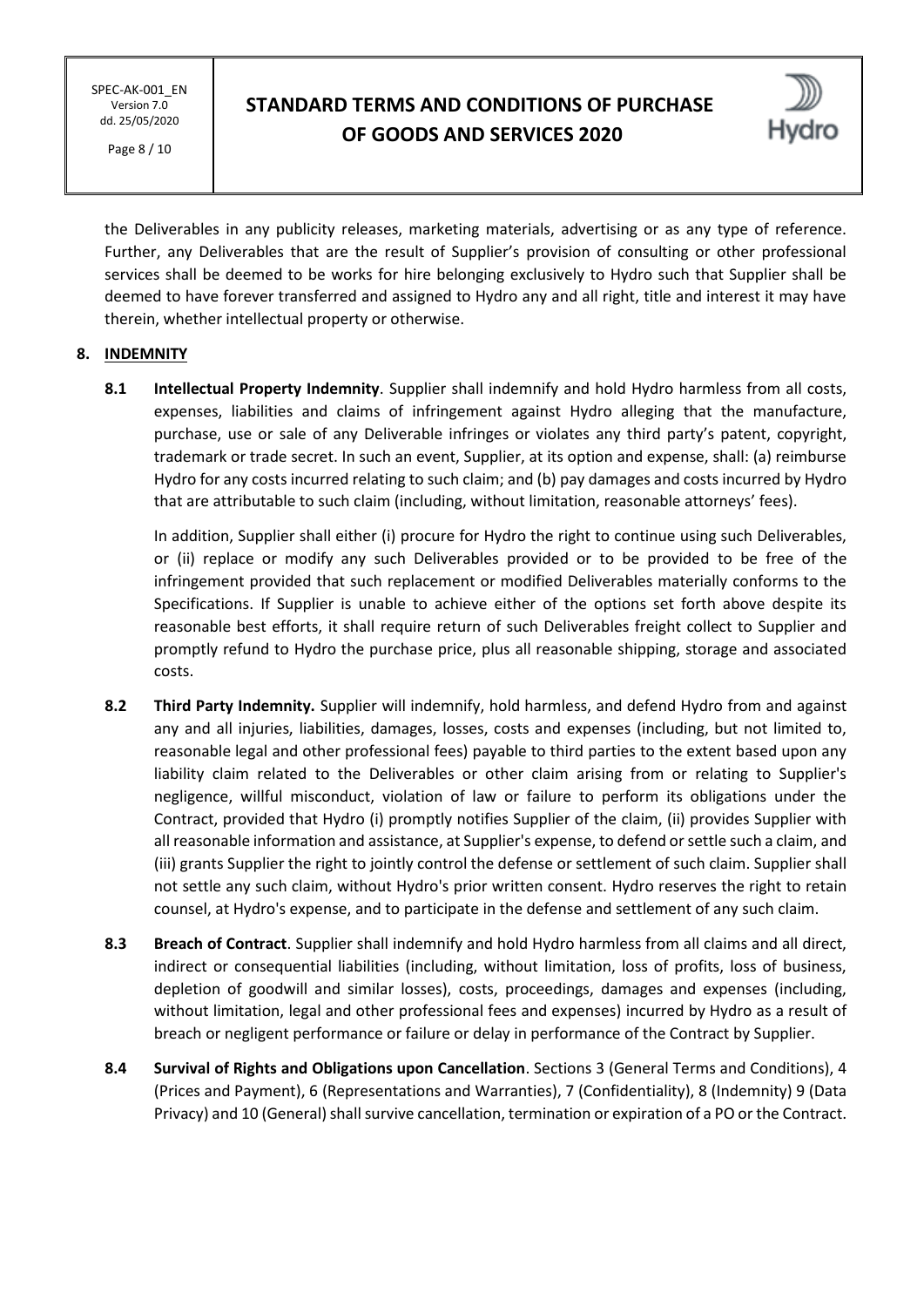the Deliverables in any publicity releases, marketing materials, advertising or as any type of reference. Further, any Deliverables that are the result of Supplier's provision of consulting or other professional services shall be deemed to be works for hire belonging exclusively to Hydro such that Supplier shall be deemed to have forever transferred and assigned to Hydro any and all right, title and interest it may have therein, whether intellectual property or otherwise.

## 8. INDEMNITY

**8.1 Intellectual Property Indemnity**. Supplier shall indemnify and hold Hydro harmless from all costs, expenses, liabilities and claims of infringement against Hydro alleging that the manufacture, purchase, use or sale of any Deliverable infringes or violates any third party's patent, copyright, trademark or trade secret. In such an event, Supplier, at its option and expense, shall: (a) reimburse Hydro for any costs incurred relating to such claim; and (b) pay damages and costs incurred by Hydro that are attributable to such claim (including, without limitation, reasonable attorneys' fees).

In addition, Supplier shall either (i) procure for Hydro the right to continue using such Deliverables, or (ii) replace or modify any such Deliverables provided or to be provided to be free of the infringement provided that such replacement or modified Deliverables materially conforms to the Specifications. If Supplier is unable to achieve either of the options set forth above despite its reasonable best efforts, it shall require return of such Deliverables freight collect to Supplier and promptly refund to Hydro the purchase price, plus all reasonable shipping, storage and associated costs.

**8.2 Third Party Indemnity.** Supplier will indemnify, hold harmless, and defend Hydro from and against any and all injuries, liabilities, damages, losses, costs and expenses (including, but not limited to, reasonable legal and other professional fees) payable to third parties to the extent based upon any liability claim related to the Deliverables or other claim arising from or relating to Supplier's negligence, willful misconduct, violation of law or failure to perform its obligations under the Contract, provided that Hydro (i) promptly notifies Supplier of the claim, (ii) provides Supplier with all reasonable information and assistance, at Supplier's expense, to defend or settle such a claim, and (iii) grants Supplier the right to jointly control the defense or settlement of such claim. Supplier shall not settle any such claim, without Hydro's prior written consent. Hydro reserves the right to retain counsel, at Hydro's expense, and to participate in the defense and settlement of any such claim.

**8.3 Breach of Contract**. Supplier shall indemnify and hold Hydro harmless from all claims and all direct, indirect or consequential liabilities (including, without limitation, loss of profits, loss of business, depletion of goodwill and similar losses), costs, proceedings, damages and expenses (including, without limitation, legal and other professional fees and expenses) incurred by Hydro as a result of breach or negligent performance or failure or delay in performance of the Contract by Supplier.

**8.4 Survival of Rights and Obligations upon Cancellation**. Sections 3 (General Terms and Conditions), 4 (Prices and Payment), 6 (Representations and Warranties), 7 (Confidentiality), 8 (Indemnity) 9 (Data Privacy) and 10 (General) shall survive cancellation, termination or expiration of a PO or the Contract.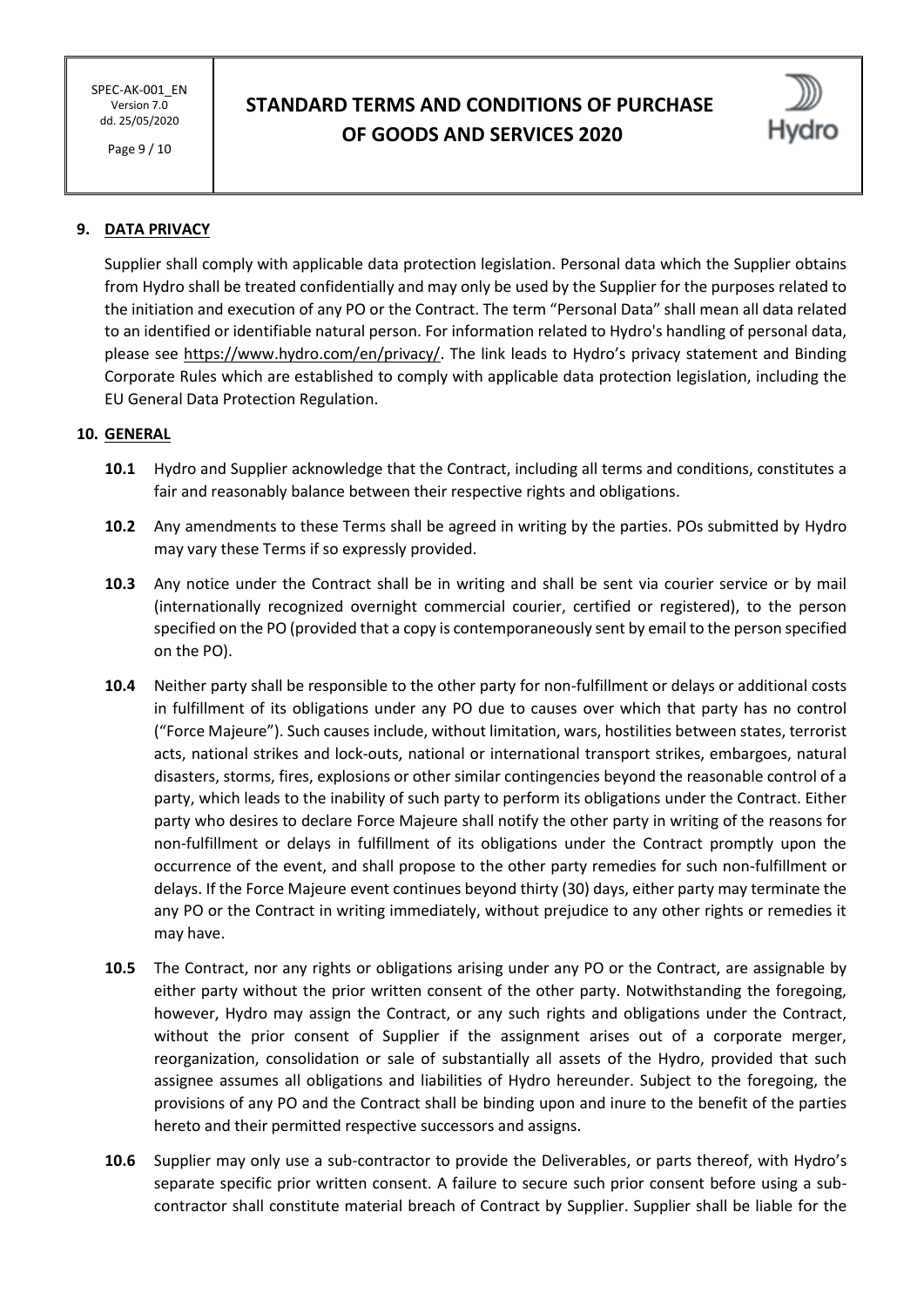## 9. DATA PRIVACY

Supplier shall comply with applicable data protection legislation. Personal data which the Supplier obtains from Hydro shall be treated confidentially and may only be used by the Supplier for the purposes related to the initiation and execution of any PO or the Contract. The term "Personal Data" shall mean all data related to an identified or identifiable natural person. For information related to Hydro's handling of personal data, please see https://www.hydro.com/en/privacy/. The link leads to Hydro's privacy statement and Binding Corporate Rules which are established to comply with applicable data protection legislation, including the EU General Data Protection Regulation.

## 10. GENERAL

**10.1** Hydro and Supplier acknowledge that the Contract, including all terms and conditions, constitutes a fair and reasonably balance between their respective rights and obligations.

**10.2** Any amendments to these Terms shall be agreed in writing by the parties. POs submitted by Hydro may vary these Terms if so expressly provided.

**10.3** Any notice under the Contract shall be in writing and shall be sent via courier service or by mail (internationally recognized overnight commercial courier, certified or registered), to the person specified on the PO (provided that a copy is contemporaneously sent by email to the person specified on the PO).

**10.4** Neither party shall be responsible to the other party for non-fulfillment or delays or additional costs in fulfillment of its obligations under any PO due to causes over which that party has no control ("Force Majeure"). Such causes include, without limitation, wars, hostilities between states, terrorist acts, national strikes and lock-outs, national or international transport strikes, embargoes, natural disasters, storms, fires, explosions or other similar contingencies beyond the reasonable control of a party, which leads to the inability of such party to perform its obligations under the Contract. Either party who desires to declare Force Majeure shall notify the other party in writing of the reasons for non-fulfillment or delays in fulfillment of its obligations under the Contract promptly upon the occurrence of the event, and shall propose to the other party remedies for such non-fulfillment or delays. If the Force Majeure event continues beyond thirty (30) days, either party may terminate the any PO or the Contract in writing immediately, without prejudice to any other rights or remedies it may have.

**10.5** The Contract, nor any rights or obligations arising under any PO or the Contract, are assignable by either party without the prior written consent of the other party. Notwithstanding the foregoing, however, Hydro may assign the Contract, or any such rights and obligations under the Contract, without the prior consent of Supplier if the assignment arises out of a corporate merger, reorganization, consolidation or sale of substantially all assets of the Hydro, provided that such assignee assumes all obligations and liabilities of Hydro hereunder. Subject to the foregoing, the provisions of any PO and the Contract shall be binding upon and inure to the benefit of the parties hereto and their permitted respective successors and assigns.

**10.6** Supplier may only use a sub-contractor to provide the Deliverables, or parts thereof, with Hydro's separate specific prior written consent. A failure to secure such prior consent before using a sub-contractor shall constitute material breach of Contract by Supplier. Supplier shall be liable for the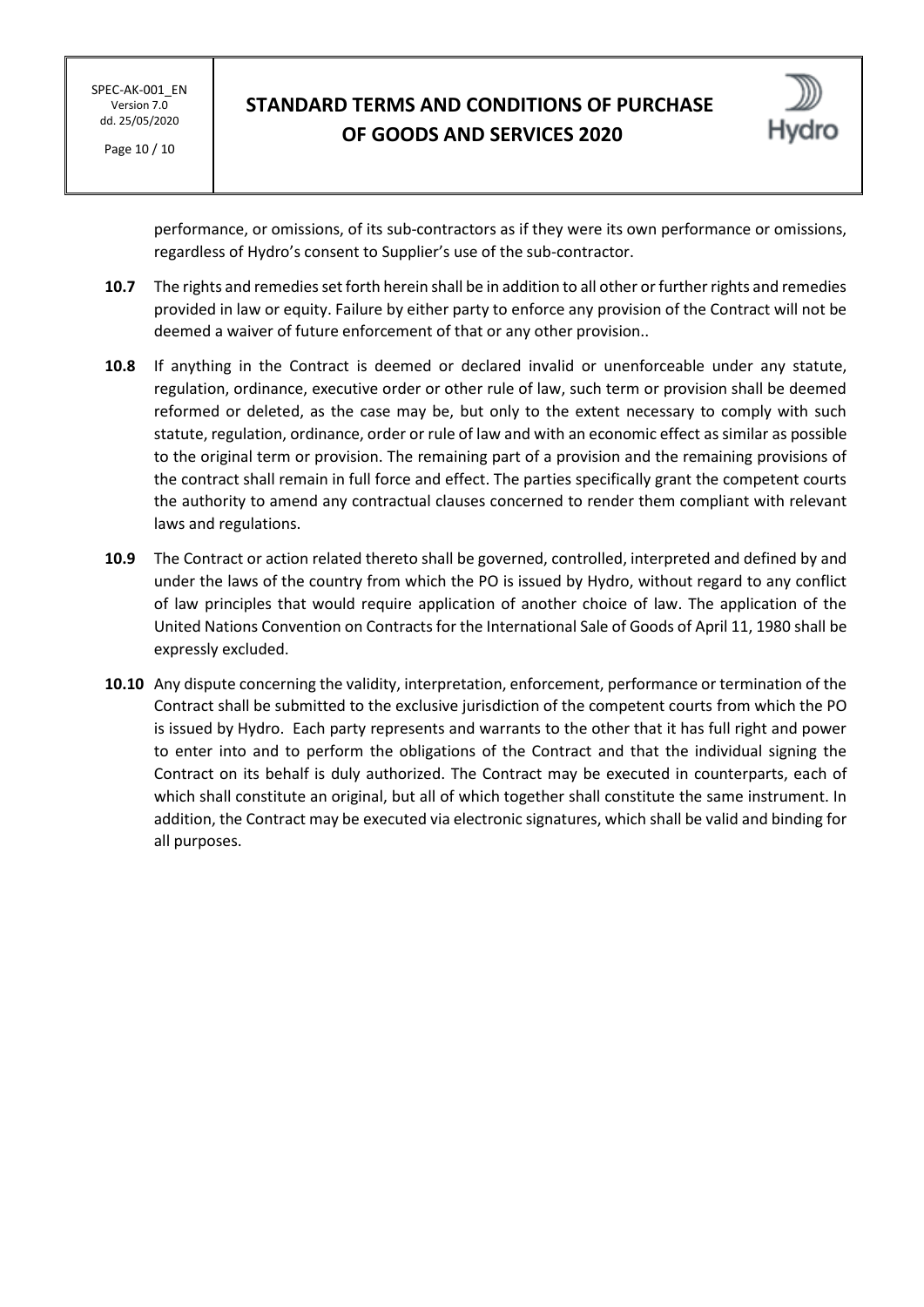performance, or omissions, of its sub-contractors as if they were its own performance or omissions, regardless of Hydro's consent to Supplier's use of the sub-contractor.

**10.7** The rights and remedies set forth herein shall be in addition to all other or further rights and remedies provided in law or equity. Failure by either party to enforce any provision of the Contract will not be deemed a waiver of future enforcement of that or any other provision..

**10.8** If anything in the Contract is deemed or declared invalid or unenforceable under any statute, regulation, ordinance, executive order or other rule of law, such term or provision shall be deemed reformed or deleted, as the case may be, but only to the extent necessary to comply with such statute, regulation, ordinance, order or rule of law and with an economic effect as similar as possible to the original term or provision. The remaining part of a provision and the remaining provisions of the contract shall remain in full force and effect. The parties specifically grant the competent courts the authority to amend any contractual clauses concerned to render them compliant with relevant laws and regulations.

**10.9** The Contract or action related thereto shall be governed, controlled, interpreted and defined by and under the laws of the country from which the PO is issued by Hydro, without regard to any conflict of law principles that would require application of another choice of law. The application of the United Nations Convention on Contracts for the International Sale of Goods of April 11, 1980 shall be expressly excluded.

**10.10** Any dispute concerning the validity, interpretation, enforcement, performance or termination of the Contract shall be submitted to the exclusive jurisdiction of the competent courts from which the PO is issued by Hydro. Each party represents and warrants to the other that it has full right and power to enter into and to perform the obligations of the Contract and that the individual signing the Contract on its behalf is duly authorized. The Contract may be executed in counterparts, each of which shall constitute an original, but all of which together shall constitute the same instrument. In addition, the Contract may be executed via electronic signatures, which shall be valid and binding for all purposes.